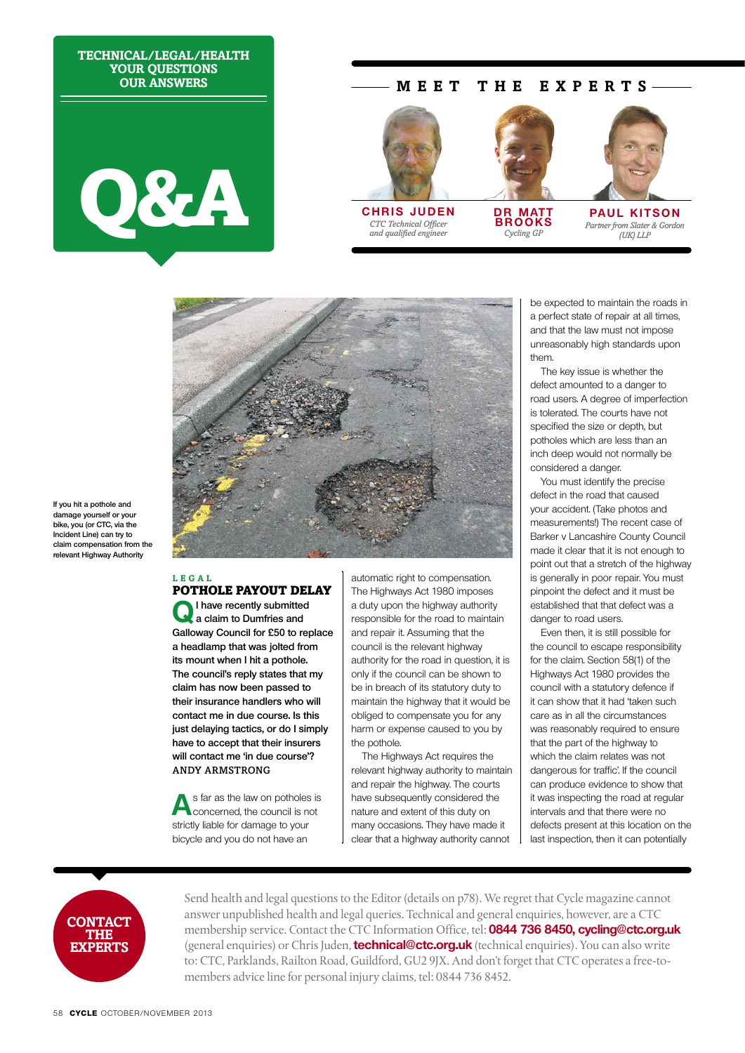TECHNICAL/LEGAL/HEALTH
YOUR QUESTIONS
OUR ANSWERS

# Q&A

## MEET THE EXPERTS

**CHRIS JUDEN**
*CTC Technical Officer and qualified engineer*

**DR MATT BROOKS**
*Cycling GP*

**PAUL KITSON**
*Partner from Slater & Gordon (UK) LLP*

If you hit a pothole and damage yourself or your bike, you (or CTC, via the Incident Line) can try to claim compensation from the relevant Highway Authority

LEGAL

### POTHOLE PAYOUT DELAY

**Q I have recently submitted a claim to Dumfries and Galloway Council for £50 to replace a headlamp that was jolted from its mount when I hit a pothole. The council's reply states that my claim has now been passed to their insurance handlers who will contact me in due course. Is this just delaying tactics, or do I simply have to accept that their insurers will contact me 'in due course'?**
ANDY ARMSTRONG

A s far as the law on potholes is concerned, the council is not strictly liable for damage to your bicycle and you do not have an automatic right to compensation. The Highways Act 1980 imposes a duty upon the highway authority responsible for the road to maintain and repair it. Assuming that the council is the relevant highway authority for the road in question, it is only if the council can be shown to be in breach of its statutory duty to maintain the highway that it would be obliged to compensate you for any harm or expense caused to you by the pothole.

The Highways Act requires the relevant highway authority to maintain and repair the highway. The courts have subsequently considered the nature and extent of this duty on many occasions. They have made it clear that a highway authority cannot be expected to maintain the roads in a perfect state of repair at all times, and that the law must not impose unreasonably high standards upon them.

The key issue is whether the defect amounted to a danger to road users. A degree of imperfection is tolerated. The courts have not specified the size or depth, but potholes which are less than an inch deep would not normally be considered a danger.

You must identify the precise defect in the road that caused your accident. (Take photos and measurements!) The recent case of Barker v Lancashire County Council made it clear that it is not enough to point out that a stretch of the highway is generally in poor repair. You must pinpoint the defect and it must be established that that defect was a danger to road users.

Even then, it is still possible for the council to escape responsibility for the claim. Section 58(1) of the Highways Act 1980 provides the council with a statutory defence if it can show that it had 'taken such care as in all the circumstances was reasonably required to ensure that the part of the highway to which the claim relates was not dangerous for traffic'. If the council can produce evidence to show that it was inspecting the road at regular intervals and that there were no defects present at this location on the last inspection, then it can potentially

**CONTACT THE EXPERTS**

Send health and legal questions to the Editor (details on p78). We regret that Cycle magazine cannot answer unpublished health and legal queries. Technical and general enquiries, however, are a CTC membership service. Contact the CTC Information Office, tel: **0844 736 8450, cycling@ctc.org.uk** (general enquiries) or Chris Juden, **technical@ctc.org.uk** (technical enquiries). You can also write to: CTC, Parklands, Railton Road, Guildford, GU2 9JX. And don't forget that CTC operates a free-to-members advice line for personal injury claims, tel: 0844 736 8452.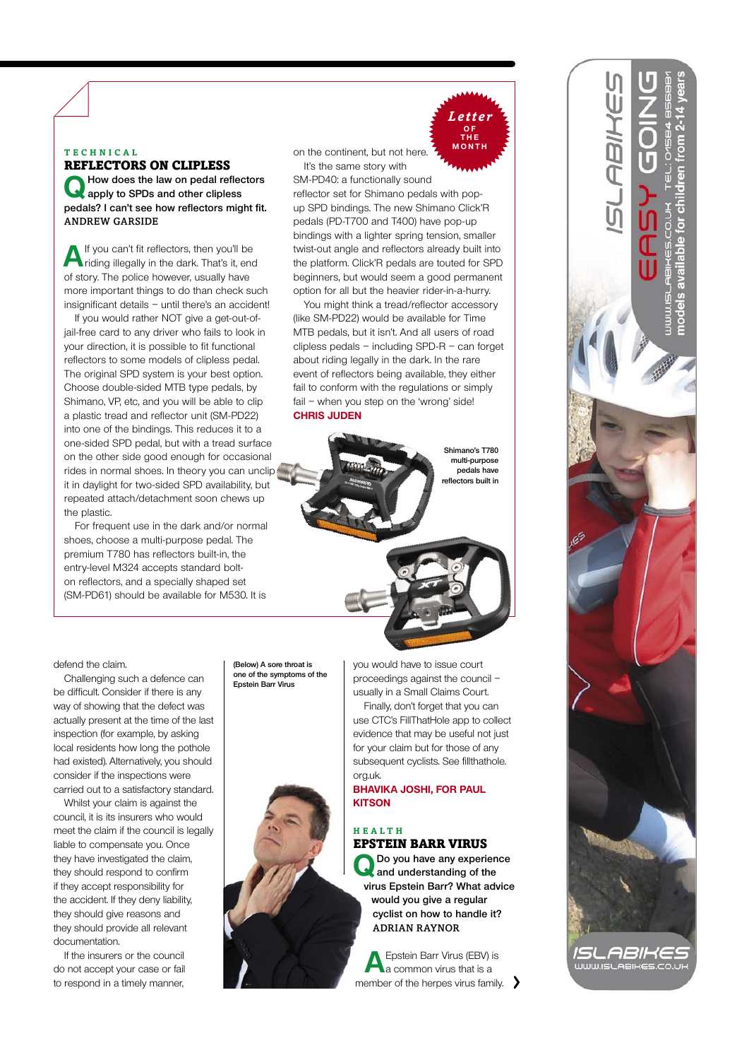## TECHNICAL

### REFLECTORS ON CLIPLESS

**Q How does the law on pedal reflectors apply to SPDs and other clipless pedals? I can't see how reflectors might fit.**
ANDREW GARSIDE

**A** If you can't fit reflectors, then you'll be riding illegally in the dark. That's it, end of story. The police however, usually have more important things to do than check such insignificant details – until there's an accident!

If you would rather NOT give a get-out-of-jail-free card to any driver who fails to look in your direction, it is possible to fit functional reflectors to some models of clipless pedal. The original SPD system is your best option. Choose double-sided MTB type pedals, by Shimano, VP, etc, and you will be able to clip a plastic tread and reflector unit (SM-PD22) into one of the bindings. This reduces it to a one-sided SPD pedal, but with a tread surface on the other side good enough for occasional rides in normal shoes. In theory you can unclip it in daylight for two-sided SPD availability, but repeated attach/detachment soon chews up the plastic.

For frequent use in the dark and/or normal shoes, choose a multi-purpose pedal. The premium T780 has reflectors built-in, the entry-level M324 accepts standard bolt-on reflectors, and a specially shaped set (SM-PD61) should be available for M530. It is on the continent, but not here.

It's the same story with SM-PD40: a functionally sound reflector set for Shimano pedals with pop-up SPD bindings. The new Shimano Click'R pedals (PD-T700 and T400) have pop-up bindings with a lighter spring tension, smaller twist-out angle and reflectors already built into the platform. Click'R pedals are touted for SPD beginners, but would seem a good permanent option for all but the heavier rider-in-a-hurry.

You might think a tread/reflector accessory (like SM-PD22) would be available for Time MTB pedals, but it isn't. And all users of road clipless pedals – including SPD-R – can forget about riding legally in the dark. In the rare event of reflectors being available, they either fail to conform with the regulations or simply fail – when you step on the 'wrong' side!

**CHRIS JUDEN**

*Letter of the Month*

Shimano's T780 multi-purpose pedals have reflectors built in

defend the claim.

Challenging such a defence can be difficult. Consider if there is any way of showing that the defect was actually present at the time of the last inspection (for example, by asking local residents how long the pothole had existed). Alternatively, you should consider if the inspections were carried out to a satisfactory standard.

Whilst your claim is against the council, it is its insurers who would meet the claim if the council is legally liable to compensate you. Once they have investigated the claim, they should respond to confirm if they accept responsibility for the accident. If they deny liability, they should give reasons and they should provide all relevant documentation.

If the insurers or the council do not accept your case or fail to respond in a timely manner, you would have to issue court proceedings against the council – usually in a Small Claims Court.

Finally, don't forget that you can use CTC's FillThatHole app to collect evidence that may be useful not just for your claim but for those of any subsequent cyclists. See fillthathole.org.uk.

**BHAVIKA JOSHI, FOR PAUL KITSON**

(Below) A sore throat is one of the symptoms of the Epstein Barr Virus

## HEALTH

### EPSTEIN BARR VIRUS

**Q Do you have any experience and understanding of the virus Epstein Barr? What advice would you give a regular cyclist on how to handle it?**
ADRIAN RAYNOR

**A** Epstein Barr Virus (EBV) is a common virus that is a member of the herpes virus family.

ISLABIKES EASY GOING
WWW.ISLABIKES.CO.UK TEL: 01584 856881
models available for children from 2-14 years
ISLABIKES
WWW.ISLABIKES.CO.UK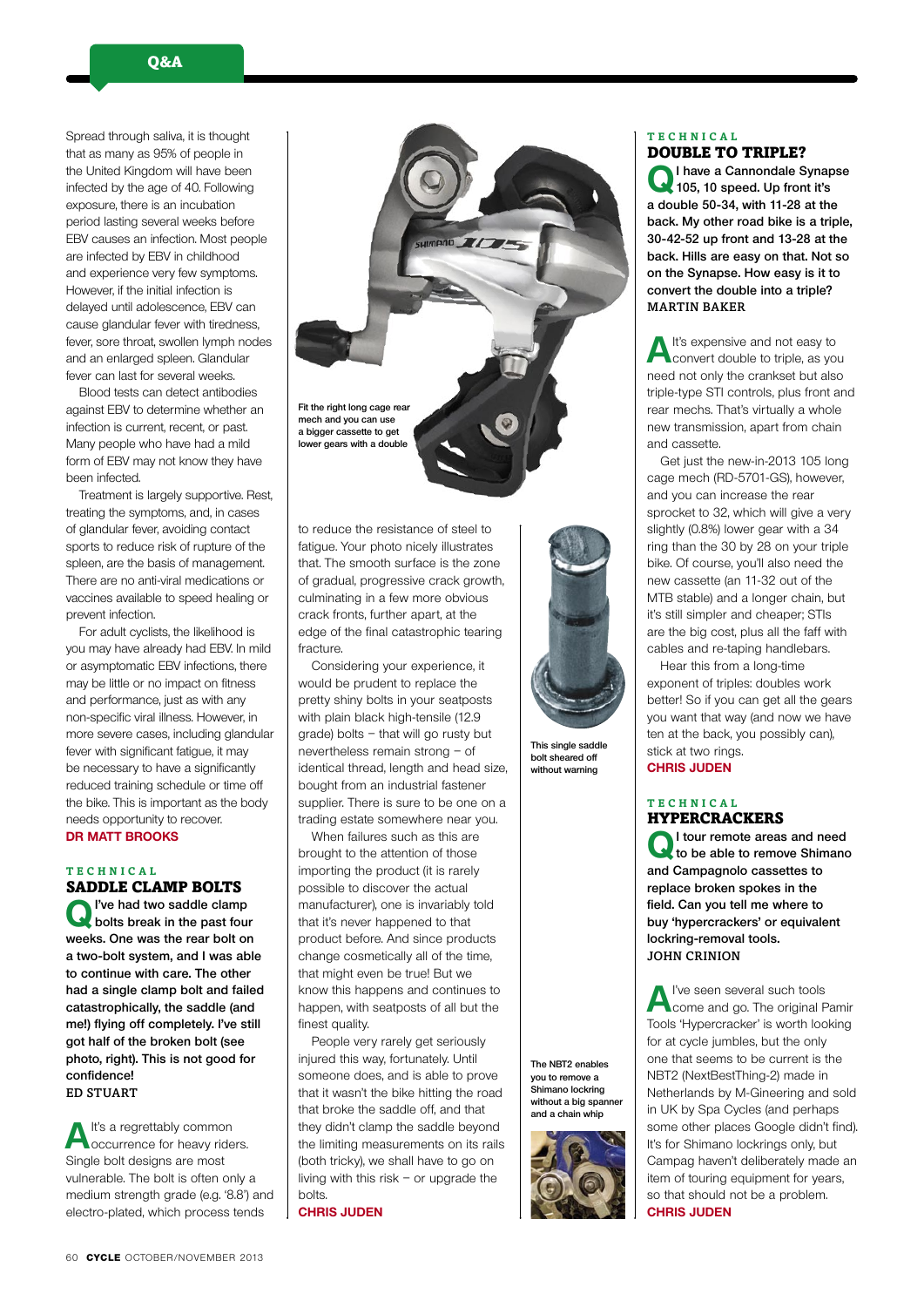Spread through saliva, it is thought that as many as 95% of people in the United Kingdom will have been infected by the age of 40. Following exposure, there is an incubation period lasting several weeks before EBV causes an infection. Most people are infected by EBV in childhood and experience very few symptoms. However, if the initial infection is delayed until adolescence, EBV can cause glandular fever with tiredness, fever, sore throat, swollen lymph nodes and an enlarged spleen. Glandular fever can last for several weeks.

Blood tests can detect antibodies against EBV to determine whether an infection is current, recent, or past. Many people who have had a mild form of EBV may not know they have been infected.

Treatment is largely supportive. Rest, treating the symptoms, and, in cases of glandular fever, avoiding contact sports to reduce risk of rupture of the spleen, are the basis of management. There are no anti-viral medications or vaccines available to speed healing or prevent infection.

For adult cyclists, the likelihood is you may have already had EBV. In mild or asymptomatic EBV infections, there may be little or no impact on fitness and performance, just as with any non-specific viral illness. However, in more severe cases, including glandular fever with significant fatigue, it may be necessary to have a significantly reduced training schedule or time off the bike. This is important as the body needs opportunity to recover.

**DR MATT BROOKS**

TECHNICAL

## SADDLE CLAMP BOLTS

**Q** **I've had two saddle clamp bolts break in the past four weeks. One was the rear bolt on a two-bolt system, and I was able to continue with care. The other had a single clamp bolt and failed catastrophically, the saddle (and me!) flying off completely. I've still got half of the broken bolt (see photo, right). This is not good for confidence!**

ED STUART

**A** It's a regrettably common occurrence for heavy riders. Single bolt designs are most vulnerable. The bolt is often only a medium strength grade (e.g. '8.8') and electro-plated, which process tends to reduce the resistance of steel to fatigue. Your photo nicely illustrates that. The smooth surface is the zone of gradual, progressive crack growth, culminating in a few more obvious crack fronts, further apart, at the edge of the final catastrophic tearing fracture.

Considering your experience, it would be prudent to replace the pretty shiny bolts in your seatposts with plain black high-tensile (12.9 grade) bolts – that will go rusty but nevertheless remain strong – of identical thread, length and head size, bought from an industrial fastener supplier. There is sure to be one on a trading estate somewhere near you.

When failures such as this are brought to the attention of those importing the product (it is rarely possible to discover the actual manufacturer), one is invariably told that it's never happened to that product before. And since products change cosmetically all of the time, that might even be true! But we know this happens and continues to happen, with seatposts of all but the finest quality.

People very rarely get seriously injured this way, fortunately. Until someone does, and is able to prove that it wasn't the bike hitting the road that broke the saddle off, and that they didn't clamp the saddle beyond the limiting measurements on its rails (both tricky), we shall have to go on living with this risk – or upgrade the bolts.

**CHRIS JUDEN**

Fit the right long cage rear mech and you can use a bigger cassette to get lower gears with a double

This single saddle bolt sheared off without warning

The NBT2 enables you to remove a Shimano lockring without a big spanner and a chain whip

TECHNICAL

## DOUBLE TO TRIPLE?

**Q** **I have a Cannondale Synapse 105, 10 speed. Up front it's a double 50-34, with 11-28 at the back. My other road bike is a triple, 30-42-52 up front and 13-28 at the back. Hills are easy on that. Not so on the Synapse. How easy is it to convert the double into a triple?**

MARTIN BAKER

**A** It's expensive and not easy to convert double to triple, as you need not only the crankset but also triple-type STI controls, plus front and rear mechs. That's virtually a whole new transmission, apart from chain and cassette.

Get just the new-in-2013 105 long cage mech (RD-5701-GS), however, and you can increase the rear sprocket to 32, which will give a very slightly (0.8%) lower gear with a 34 ring than the 30 by 28 on your triple bike. Of course, you'll also need the new cassette (an 11-32 out of the MTB stable) and a longer chain, but it's still simpler and cheaper; STIs are the big cost, plus all the faff with cables and re-taping handlebars.

Hear this from a long-time exponent of triples: doubles work better! So if you can get all the gears you want that way (and now we have ten at the back, you possibly can), stick at two rings.

**CHRIS JUDEN**

TECHNICAL

## HYPERCRACKERS

**Q** **I tour remote areas and need to be able to remove Shimano and Campagnolo cassettes to replace broken spokes in the field. Can you tell me where to buy 'hypercrackers' or equivalent lockring-removal tools.**

JOHN CRINION

**A** I've seen several such tools come and go. The original Pamir Tools 'Hypercracker' is worth looking for at cycle jumbles, but the only one that seems to be current is the NBT2 (NextBestThing-2) made in Netherlands by M-Gineering and sold in UK by Spa Cycles (and perhaps some other places Google didn't find). It's for Shimano lockrings only, but Campag haven't deliberately made an item of touring equipment for years, so that should not be a problem.

**CHRIS JUDEN**